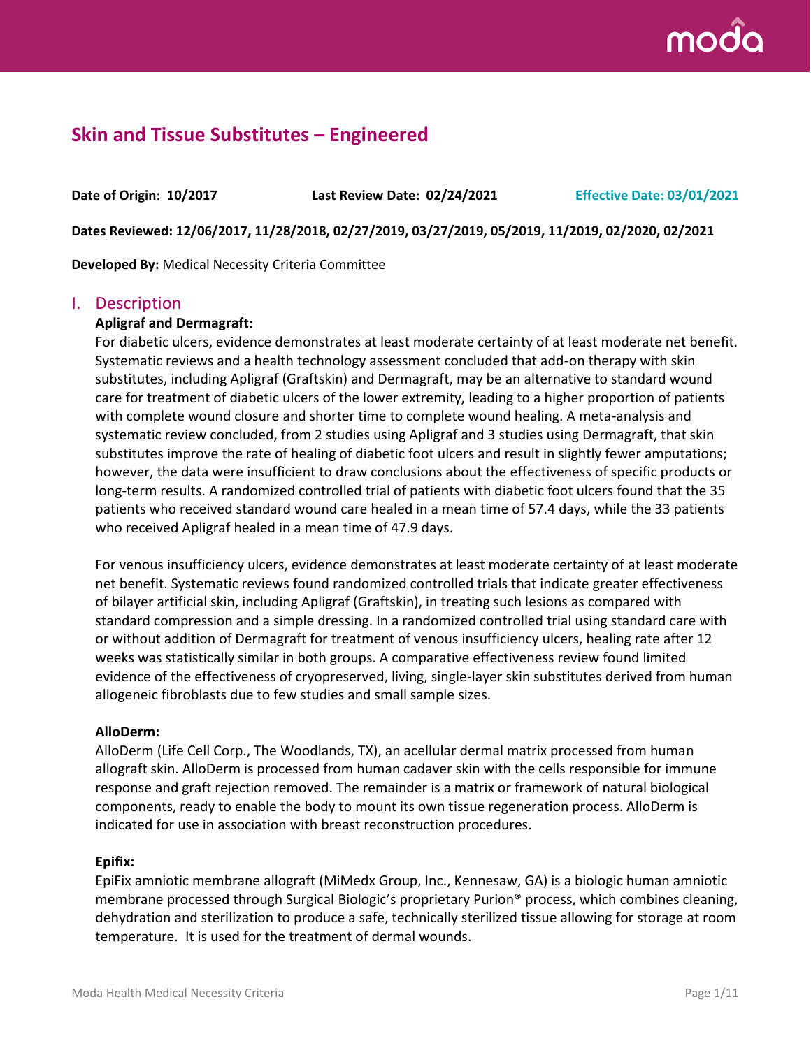# Skin and Tissue Substitutes – Engineered

**Date of Origin: 10/2017** **Last Review Date: 02/24/2021** **Effective Date: 03/01/2021**

**Dates Reviewed: 12/06/2017, 11/28/2018, 02/27/2019, 03/27/2019, 05/2019, 11/2019, 02/2020, 02/2021**

**Developed By:** Medical Necessity Criteria Committee

## I. Description

**Apligraf and Dermagraft:**

For diabetic ulcers, evidence demonstrates at least moderate certainty of at least moderate net benefit. Systematic reviews and a health technology assessment concluded that add-on therapy with skin substitutes, including Apligraf (Graftskin) and Dermagraft, may be an alternative to standard wound care for treatment of diabetic ulcers of the lower extremity, leading to a higher proportion of patients with complete wound closure and shorter time to complete wound healing. A meta-analysis and systematic review concluded, from 2 studies using Apligraf and 3 studies using Dermagraft, that skin substitutes improve the rate of healing of diabetic foot ulcers and result in slightly fewer amputations; however, the data were insufficient to draw conclusions about the effectiveness of specific products or long-term results. A randomized controlled trial of patients with diabetic foot ulcers found that the 35 patients who received standard wound care healed in a mean time of 57.4 days, while the 33 patients who received Apligraf healed in a mean time of 47.9 days.

For venous insufficiency ulcers, evidence demonstrates at least moderate certainty of at least moderate net benefit. Systematic reviews found randomized controlled trials that indicate greater effectiveness of bilayer artificial skin, including Apligraf (Graftskin), in treating such lesions as compared with standard compression and a simple dressing. In a randomized controlled trial using standard care with or without addition of Dermagraft for treatment of venous insufficiency ulcers, healing rate after 12 weeks was statistically similar in both groups. A comparative effectiveness review found limited evidence of the effectiveness of cryopreserved, living, single-layer skin substitutes derived from human allogeneic fibroblasts due to few studies and small sample sizes.

**AlloDerm:**

AlloDerm (Life Cell Corp., The Woodlands, TX), an acellular dermal matrix processed from human allograft skin. AlloDerm is processed from human cadaver skin with the cells responsible for immune response and graft rejection removed. The remainder is a matrix or framework of natural biological components, ready to enable the body to mount its own tissue regeneration process. AlloDerm is indicated for use in association with breast reconstruction procedures.

**Epifix:**

EpiFix amniotic membrane allograft (MiMedx Group, Inc., Kennesaw, GA) is a biologic human amniotic membrane processed through Surgical Biologic's proprietary Purion® process, which combines cleaning, dehydration and sterilization to produce a safe, technically sterilized tissue allowing for storage at room temperature. It is used for the treatment of dermal wounds.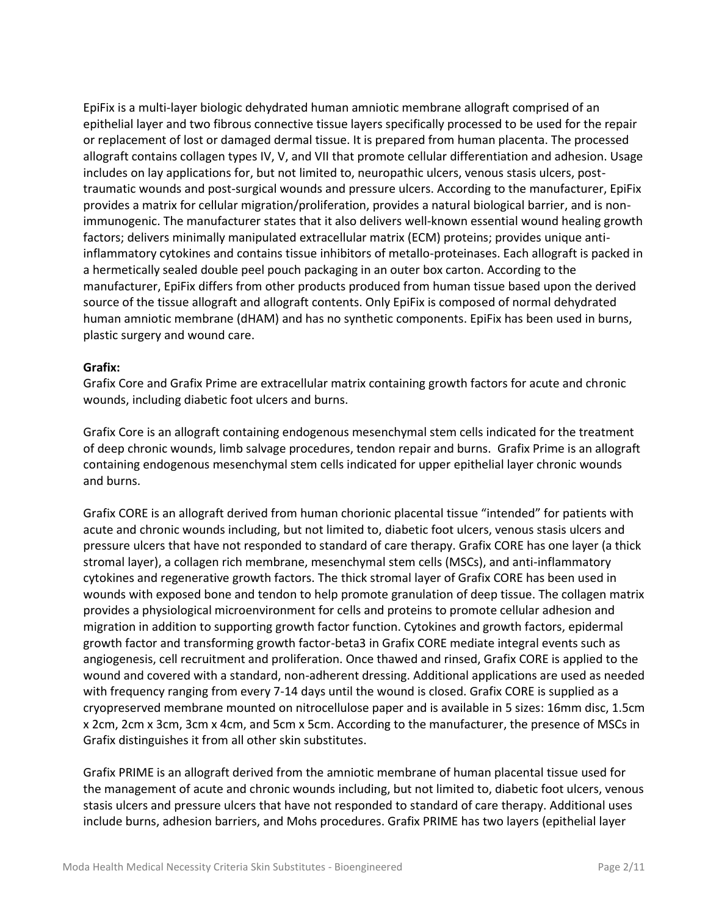EpiFix is a multi-layer biologic dehydrated human amniotic membrane allograft comprised of an epithelial layer and two fibrous connective tissue layers specifically processed to be used for the repair or replacement of lost or damaged dermal tissue. It is prepared from human placenta. The processed allograft contains collagen types IV, V, and VII that promote cellular differentiation and adhesion. Usage includes on lay applications for, but not limited to, neuropathic ulcers, venous stasis ulcers, post-traumatic wounds and post-surgical wounds and pressure ulcers. According to the manufacturer, EpiFix provides a matrix for cellular migration/proliferation, provides a natural biological barrier, and is non-immunogenic. The manufacturer states that it also delivers well-known essential wound healing growth factors; delivers minimally manipulated extracellular matrix (ECM) proteins; provides unique anti-inflammatory cytokines and contains tissue inhibitors of metallo-proteinases. Each allograft is packed in a hermetically sealed double peel pouch packaging in an outer box carton. According to the manufacturer, EpiFix differs from other products produced from human tissue based upon the derived source of the tissue allograft and allograft contents. Only EpiFix is composed of normal dehydrated human amniotic membrane (dHAM) and has no synthetic components. EpiFix has been used in burns, plastic surgery and wound care.

**Grafix:**

Grafix Core and Grafix Prime are extracellular matrix containing growth factors for acute and chronic wounds, including diabetic foot ulcers and burns.

Grafix Core is an allograft containing endogenous mesenchymal stem cells indicated for the treatment of deep chronic wounds, limb salvage procedures, tendon repair and burns. Grafix Prime is an allograft containing endogenous mesenchymal stem cells indicated for upper epithelial layer chronic wounds and burns.

Grafix CORE is an allograft derived from human chorionic placental tissue "intended" for patients with acute and chronic wounds including, but not limited to, diabetic foot ulcers, venous stasis ulcers and pressure ulcers that have not responded to standard of care therapy. Grafix CORE has one layer (a thick stromal layer), a collagen rich membrane, mesenchymal stem cells (MSCs), and anti-inflammatory cytokines and regenerative growth factors. The thick stromal layer of Grafix CORE has been used in wounds with exposed bone and tendon to help promote granulation of deep tissue. The collagen matrix provides a physiological microenvironment for cells and proteins to promote cellular adhesion and migration in addition to supporting growth factor function. Cytokines and growth factors, epidermal growth factor and transforming growth factor-beta3 in Grafix CORE mediate integral events such as angiogenesis, cell recruitment and proliferation. Once thawed and rinsed, Grafix CORE is applied to the wound and covered with a standard, non-adherent dressing. Additional applications are used as needed with frequency ranging from every 7-14 days until the wound is closed. Grafix CORE is supplied as a cryopreserved membrane mounted on nitrocellulose paper and is available in 5 sizes: 16mm disc, 1.5cm x 2cm, 2cm x 3cm, 3cm x 4cm, and 5cm x 5cm. According to the manufacturer, the presence of MSCs in Grafix distinguishes it from all other skin substitutes.

Grafix PRIME is an allograft derived from the amniotic membrane of human placental tissue used for the management of acute and chronic wounds including, but not limited to, diabetic foot ulcers, venous stasis ulcers and pressure ulcers that have not responded to standard of care therapy. Additional uses include burns, adhesion barriers, and Mohs procedures. Grafix PRIME has two layers (epithelial layer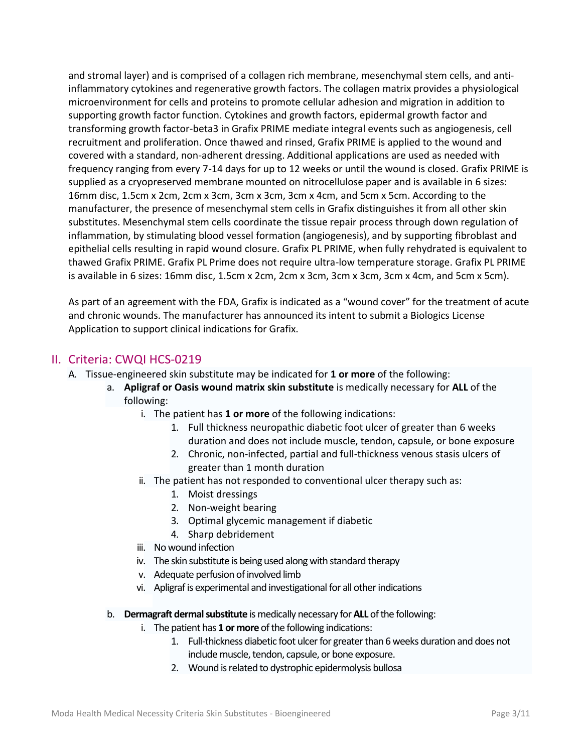and stromal layer) and is comprised of a collagen rich membrane, mesenchymal stem cells, and anti-inflammatory cytokines and regenerative growth factors. The collagen matrix provides a physiological microenvironment for cells and proteins to promote cellular adhesion and migration in addition to supporting growth factor function. Cytokines and growth factors, epidermal growth factor and transforming growth factor-beta3 in Grafix PRIME mediate integral events such as angiogenesis, cell recruitment and proliferation. Once thawed and rinsed, Grafix PRIME is applied to the wound and covered with a standard, non-adherent dressing. Additional applications are used as needed with frequency ranging from every 7-14 days for up to 12 weeks or until the wound is closed. Grafix PRIME is supplied as a cryopreserved membrane mounted on nitrocellulose paper and is available in 6 sizes: 16mm disc, 1.5cm x 2cm, 2cm x 3cm, 3cm x 3cm, 3cm x 4cm, and 5cm x 5cm. According to the manufacturer, the presence of mesenchymal stem cells in Grafix distinguishes it from all other skin substitutes. Mesenchymal stem cells coordinate the tissue repair process through down regulation of inflammation, by stimulating blood vessel formation (angiogenesis), and by supporting fibroblast and epithelial cells resulting in rapid wound closure. Grafix PL PRIME, when fully rehydrated is equivalent to thawed Grafix PRIME. Grafix PL Prime does not require ultra-low temperature storage. Grafix PL PRIME is available in 6 sizes: 16mm disc, 1.5cm x 2cm, 2cm x 3cm, 3cm x 3cm, 3cm x 4cm, and 5cm x 5cm).

As part of an agreement with the FDA, Grafix is indicated as a "wound cover" for the treatment of acute and chronic wounds. The manufacturer has announced its intent to submit a Biologics License Application to support clinical indications for Grafix.

## II. Criteria: CWQI HCS-0219

A. Tissue-engineered skin substitute may be indicated for **1 or more** of the following:

  a. **Apligraf or Oasis wound matrix skin substitute** is medically necessary for **ALL** of the following:
    i. The patient has **1 or more** of the following indications:
      1. Full thickness neuropathic diabetic foot ulcer of greater than 6 weeks duration and does not include muscle, tendon, capsule, or bone exposure
      2. Chronic, non-infected, partial and full-thickness venous stasis ulcers of greater than 1 month duration
    ii. The patient has not responded to conventional ulcer therapy such as:
      1. Moist dressings
      2. Non-weight bearing
      3. Optimal glycemic management if diabetic
      4. Sharp debridement
    iii. No wound infection
    iv. The skin substitute is being used along with standard therapy
    v. Adequate perfusion of involved limb
    vi. Apligraf is experimental and investigational for all other indications

  b. **Dermagraft dermal substitute** is medically necessary for **ALL** of the following:
    i. The patient has **1 or more** of the following indications:
      1. Full-thickness diabetic foot ulcer for greater than 6 weeks duration and does not include muscle, tendon, capsule, or bone exposure.
      2. Wound is related to dystrophic epidermolysis bullosa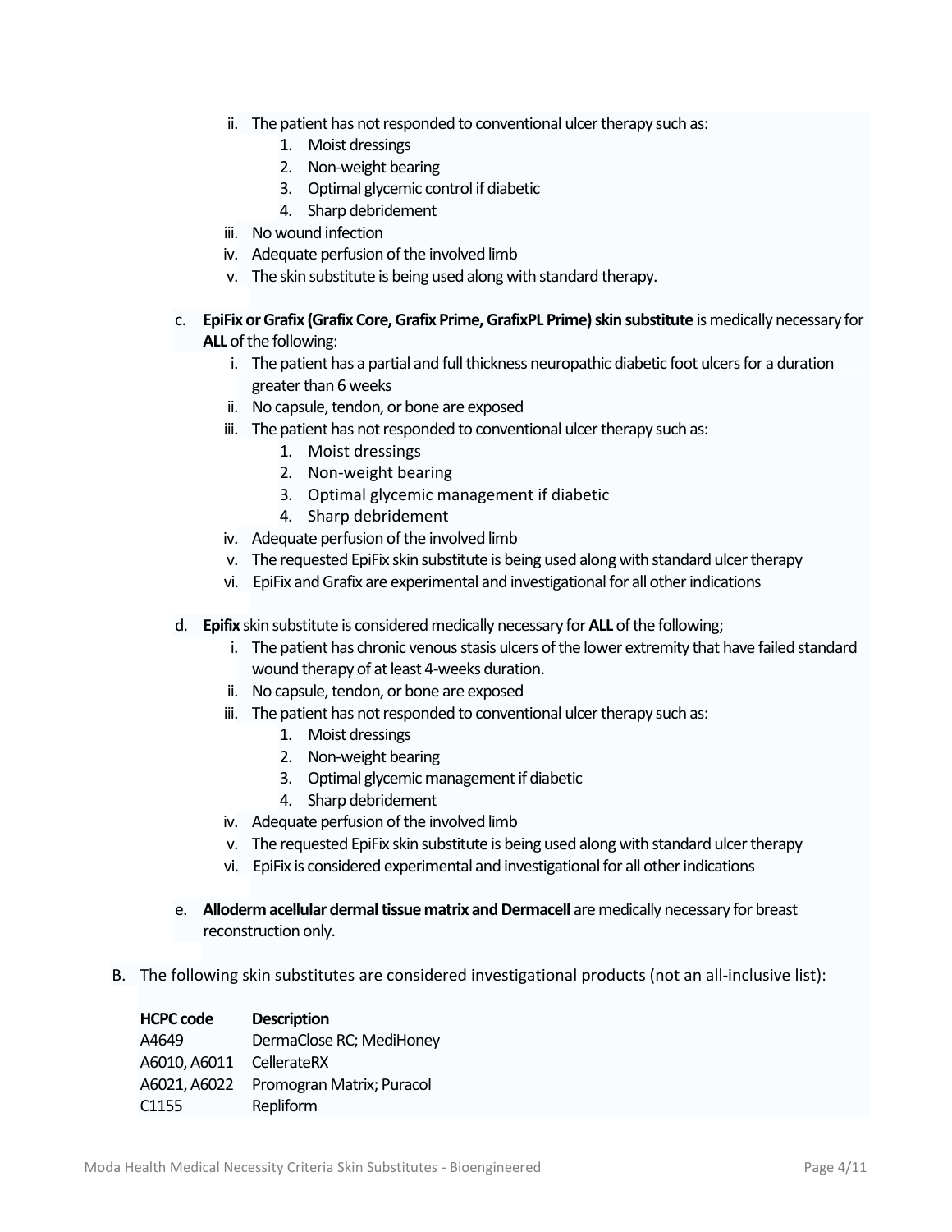ii. The patient has not responded to conventional ulcer therapy such as:
      1. Moist dressings
      2. Non-weight bearing
      3. Optimal glycemic control if diabetic
      4. Sharp debridement
   iii. No wound infection
   iv. Adequate perfusion of the involved limb
   v. The skin substitute is being used along with standard therapy.

c. **EpiFix or Grafix (Grafix Core, Grafix Prime, GrafixPL Prime) skin substitute** is medically necessary for **ALL** of the following:
   i. The patient has a partial and full thickness neuropathic diabetic foot ulcers for a duration greater than 6 weeks
   ii. No capsule, tendon, or bone are exposed
   iii. The patient has not responded to conventional ulcer therapy such as:
      1. Moist dressings
      2. Non-weight bearing
      3. Optimal glycemic management if diabetic
      4. Sharp debridement
   iv. Adequate perfusion of the involved limb
   v. The requested EpiFix skin substitute is being used along with standard ulcer therapy
   vi. EpiFix and Grafix are experimental and investigational for all other indications

d. **Epifix** skin substitute is considered medically necessary for **ALL** of the following;
   i. The patient has chronic venous stasis ulcers of the lower extremity that have failed standard wound therapy of at least 4-weeks duration.
   ii. No capsule, tendon, or bone are exposed
   iii. The patient has not responded to conventional ulcer therapy such as:
      1. Moist dressings
      2. Non-weight bearing
      3. Optimal glycemic management if diabetic
      4. Sharp debridement
   iv. Adequate perfusion of the involved limb
   v. The requested EpiFix skin substitute is being used along with standard ulcer therapy
   vi. EpiFix is considered experimental and investigational for all other indications

e. **Alloderm acellular dermal tissue matrix and Dermacell** are medically necessary for breast reconstruction only.

B. The following skin substitutes are considered investigational products (not an all-inclusive list):

| HCPC code | Description |
|---|---|
| A4649 | DermaClose RC; MediHoney |
| A6010, A6011 | CellerateRX |
| A6021, A6022 | Promogran Matrix; Puracol |
| C1155 | Repliform |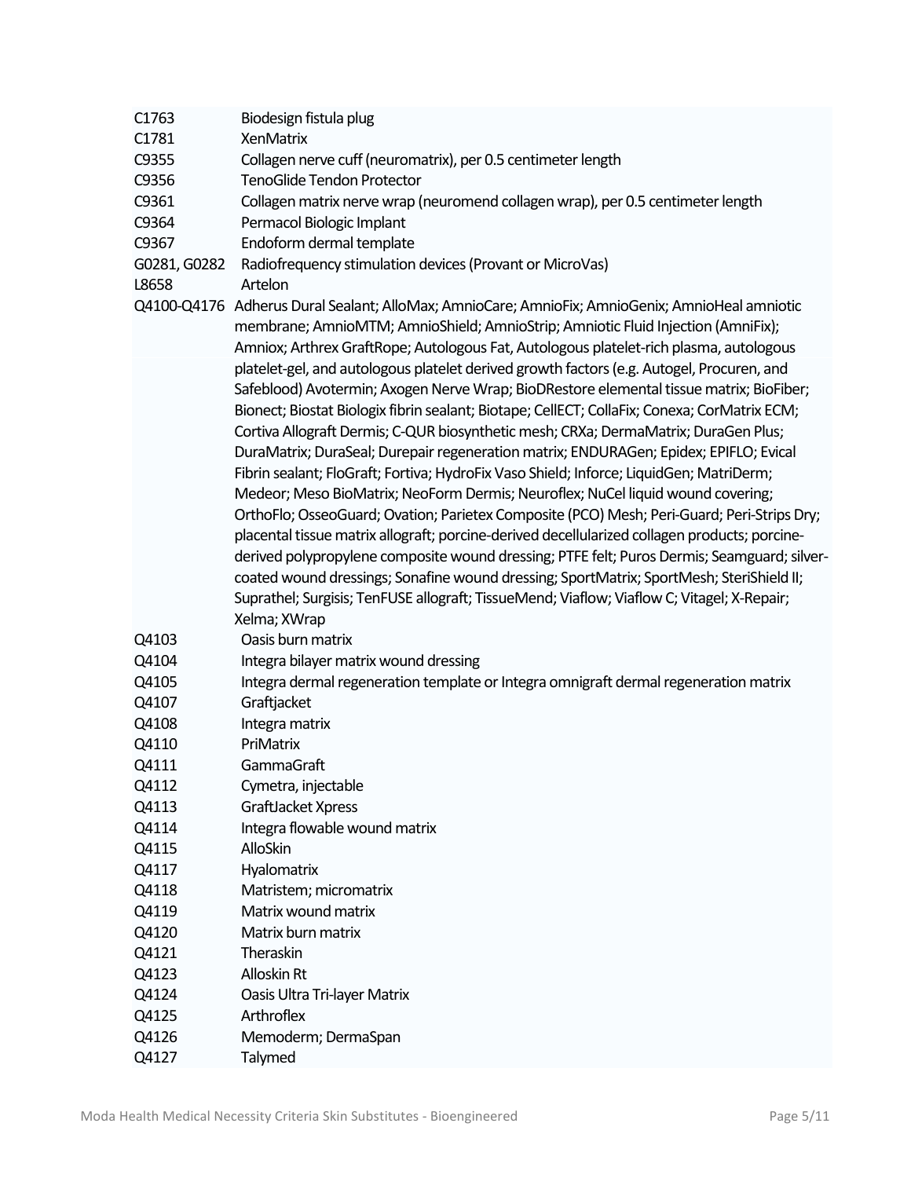| | |
|---|---|
| C1763 | Biodesign fistula plug |
| C1781 | XenMatrix |
| C9355 | Collagen nerve cuff (neuromatrix), per 0.5 centimeter length |
| C9356 | TenoGlide Tendon Protector |
| C9361 | Collagen matrix nerve wrap (neuromend collagen wrap), per 0.5 centimeter length |
| C9364 | Permacol Biologic Implant |
| C9367 | Endoform dermal template |
| G0281, G0282 | Radiofrequency stimulation devices (Provant or MicroVas) |
| L8658 | Artelon |
| Q4100-Q4176 | Adherus Dural Sealant; AlloMax; AmnioCare; AmnioFix; AmnioGenix; AmnioHeal amniotic membrane; AmnioMTM; AmnioShield; AmnioStrip; Amniotic Fluid Injection (AmniFix); Amniox; Arthrex GraftRope; Autologous Fat, Autologous platelet-rich plasma, autologous platelet-gel, and autologous platelet derived growth factors (e.g. Autogel, Procuren, and Safeblood) Avotermin; Axogen Nerve Wrap; BioDRestore elemental tissue matrix; BioFiber; Bionect; Biostat Biologix fibrin sealant; Biotape; CellECT; CollaFix; Conexa; CorMatrix ECM; Cortiva Allograft Dermis; C-QUR biosynthetic mesh; CRXa; DermaMatrix; DuraGen Plus; DuraMatrix; DuraSeal; Durepair regeneration matrix; ENDURAGen; Epidex; EPIFLO; Evical Fibrin sealant; FloGraft; Fortiva; HydroFix Vaso Shield; Inforce; LiquidGen; MatriDerm; Medeor; Meso BioMatrix; NeoForm Dermis; Neuroflex; NuCel liquid wound covering; OrthoFlo; OsseoGuard; Ovation; Parietex Composite (PCO) Mesh; Peri-Guard; Peri-Strips Dry; placental tissue matrix allograft; porcine-derived decellularized collagen products; porcine-derived polypropylene composite wound dressing; PTFE felt; Puros Dermis; Seamguard; silver-coated wound dressings; Sonafine wound dressing; SportMatrix; SportMesh; SteriShield II; Suprathel; Surgisis; TenFUSE allograft; TissueMend; Viaflow; Viaflow C; Vitagel; X-Repair; Xelma; XWrap |
| Q4103 | Oasis burn matrix |
| Q4104 | Integra bilayer matrix wound dressing |
| Q4105 | Integra dermal regeneration template or Integra omnigraft dermal regeneration matrix |
| Q4107 | Graftjacket |
| Q4108 | Integra matrix |
| Q4110 | PriMatrix |
| Q4111 | GammaGraft |
| Q4112 | Cymetra, injectable |
| Q4113 | GraftJacket Xpress |
| Q4114 | Integra flowable wound matrix |
| Q4115 | AlloSkin |
| Q4117 | Hyalomatrix |
| Q4118 | Matristem; micromatrix |
| Q4119 | Matrix wound matrix |
| Q4120 | Matrix burn matrix |
| Q4121 | Theraskin |
| Q4123 | Alloskin Rt |
| Q4124 | Oasis Ultra Tri-layer Matrix |
| Q4125 | Arthroflex |
| Q4126 | Memoderm; DermaSpan |
| Q4127 | Talymed |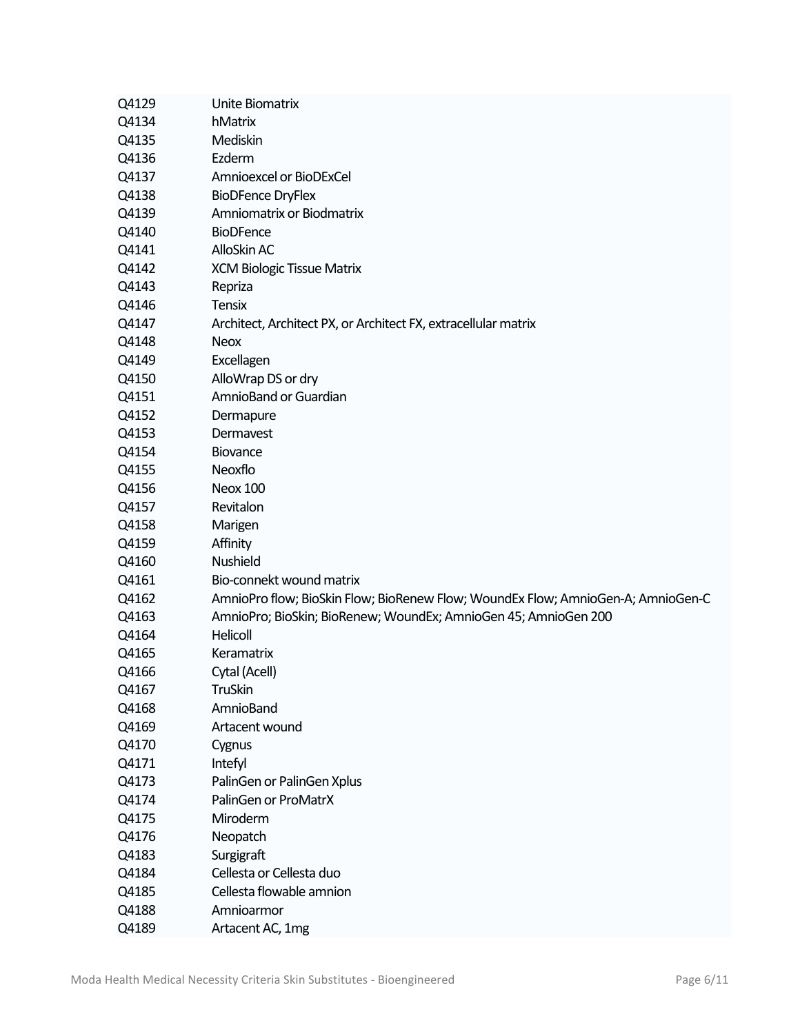| | |
|---|---|
| Q4129 | Unite Biomatrix |
| Q4134 | hMatrix |
| Q4135 | Mediskin |
| Q4136 | Ezderm |
| Q4137 | Amnioexcel or BioDExCel |
| Q4138 | BioDFence DryFlex |
| Q4139 | Amniomatrix or Biodmatrix |
| Q4140 | BioDFence |
| Q4141 | AlloSkin AC |
| Q4142 | XCM Biologic Tissue Matrix |
| Q4143 | Repriza |
| Q4146 | Tensix |
| Q4147 | Architect, Architect PX, or Architect FX, extracellular matrix |
| Q4148 | Neox |
| Q4149 | Excellagen |
| Q4150 | AlloWrap DS or dry |
| Q4151 | AmnioBand or Guardian |
| Q4152 | Dermapure |
| Q4153 | Dermavest |
| Q4154 | Biovance |
| Q4155 | Neoxflo |
| Q4156 | Neox 100 |
| Q4157 | Revitalon |
| Q4158 | Marigen |
| Q4159 | Affinity |
| Q4160 | Nushield |
| Q4161 | Bio-connekt wound matrix |
| Q4162 | AmnioPro flow; BioSkin Flow; BioRenew Flow; WoundEx Flow; AmnioGen-A; AmnioGen-C |
| Q4163 | AmnioPro; BioSkin; BioRenew; WoundEx; AmnioGen 45; AmnioGen 200 |
| Q4164 | Helicoll |
| Q4165 | Keramatrix |
| Q4166 | Cytal (Acell) |
| Q4167 | TruSkin |
| Q4168 | AmnioBand |
| Q4169 | Artacent wound |
| Q4170 | Cygnus |
| Q4171 | Intefyl |
| Q4173 | PalinGen or PalinGen Xplus |
| Q4174 | PalinGen or ProMatrX |
| Q4175 | Miroderm |
| Q4176 | Neopatch |
| Q4183 | Surgigraft |
| Q4184 | Cellesta or Cellesta duo |
| Q4185 | Cellesta flowable amnion |
| Q4188 | Amnioarmor |
| Q4189 | Artacent AC, 1mg |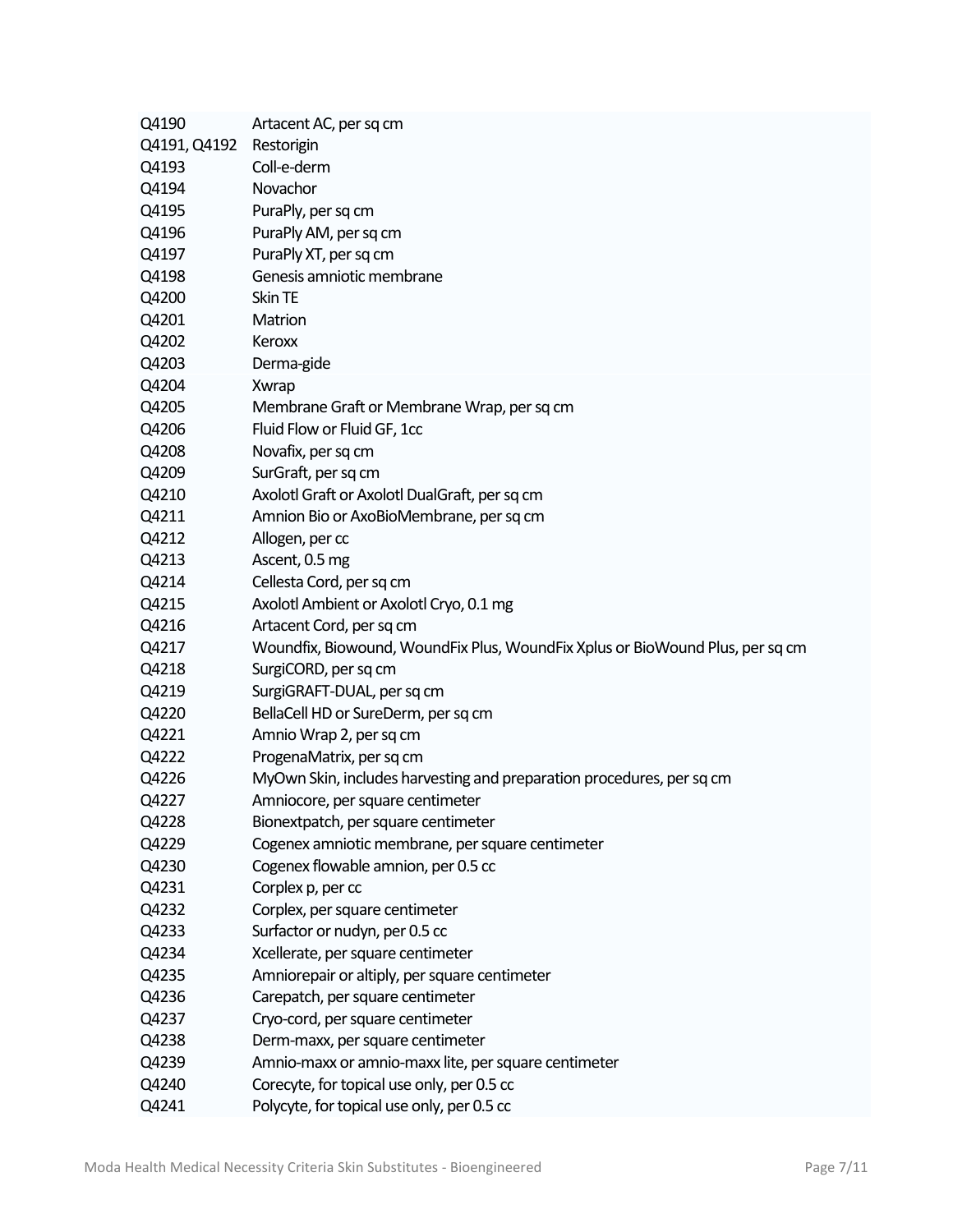| | |
|---|---|
| Q4190 | Artacent AC, per sq cm |
| Q4191, Q4192 | Restorigin |
| Q4193 | Coll-e-derm |
| Q4194 | Novachor |
| Q4195 | PuraPly, per sq cm |
| Q4196 | PuraPly AM, per sq cm |
| Q4197 | PuraPly XT, per sq cm |
| Q4198 | Genesis amniotic membrane |
| Q4200 | Skin TE |
| Q4201 | Matrion |
| Q4202 | Keroxx |
| Q4203 | Derma-gide |
| Q4204 | Xwrap |
| Q4205 | Membrane Graft or Membrane Wrap, per sq cm |
| Q4206 | Fluid Flow or Fluid GF, 1cc |
| Q4208 | Novafix, per sq cm |
| Q4209 | SurGraft, per sq cm |
| Q4210 | Axolotl Graft or Axolotl DualGraft, per sq cm |
| Q4211 | Amnion Bio or AxoBioMembrane, per sq cm |
| Q4212 | Allogen, per cc |
| Q4213 | Ascent, 0.5 mg |
| Q4214 | Cellesta Cord, per sq cm |
| Q4215 | Axolotl Ambient or Axolotl Cryo, 0.1 mg |
| Q4216 | Artacent Cord, per sq cm |
| Q4217 | Woundfix, Biowound, WoundFix Plus, WoundFix Xplus or BioWound Plus, per sq cm |
| Q4218 | SurgiCORD, per sq cm |
| Q4219 | SurgiGRAFT-DUAL, per sq cm |
| Q4220 | BellaCell HD or SureDerm, per sq cm |
| Q4221 | Amnio Wrap 2, per sq cm |
| Q4222 | ProgenaMatrix, per sq cm |
| Q4226 | MyOwn Skin, includes harvesting and preparation procedures, per sq cm |
| Q4227 | Amniocore, per square centimeter |
| Q4228 | Bionextpatch, per square centimeter |
| Q4229 | Cogenex amniotic membrane, per square centimeter |
| Q4230 | Cogenex flowable amnion, per 0.5 cc |
| Q4231 | Corplex p, per cc |
| Q4232 | Corplex, per square centimeter |
| Q4233 | Surfactor or nudyn, per 0.5 cc |
| Q4234 | Xcellerate, per square centimeter |
| Q4235 | Amniorepair or altiply, per square centimeter |
| Q4236 | Carepatch, per square centimeter |
| Q4237 | Cryo-cord, per square centimeter |
| Q4238 | Derm-maxx, per square centimeter |
| Q4239 | Amnio-maxx or amnio-maxx lite, per square centimeter |
| Q4240 | Corecyte, for topical use only, per 0.5 cc |
| Q4241 | Polycyte, for topical use only, per 0.5 cc |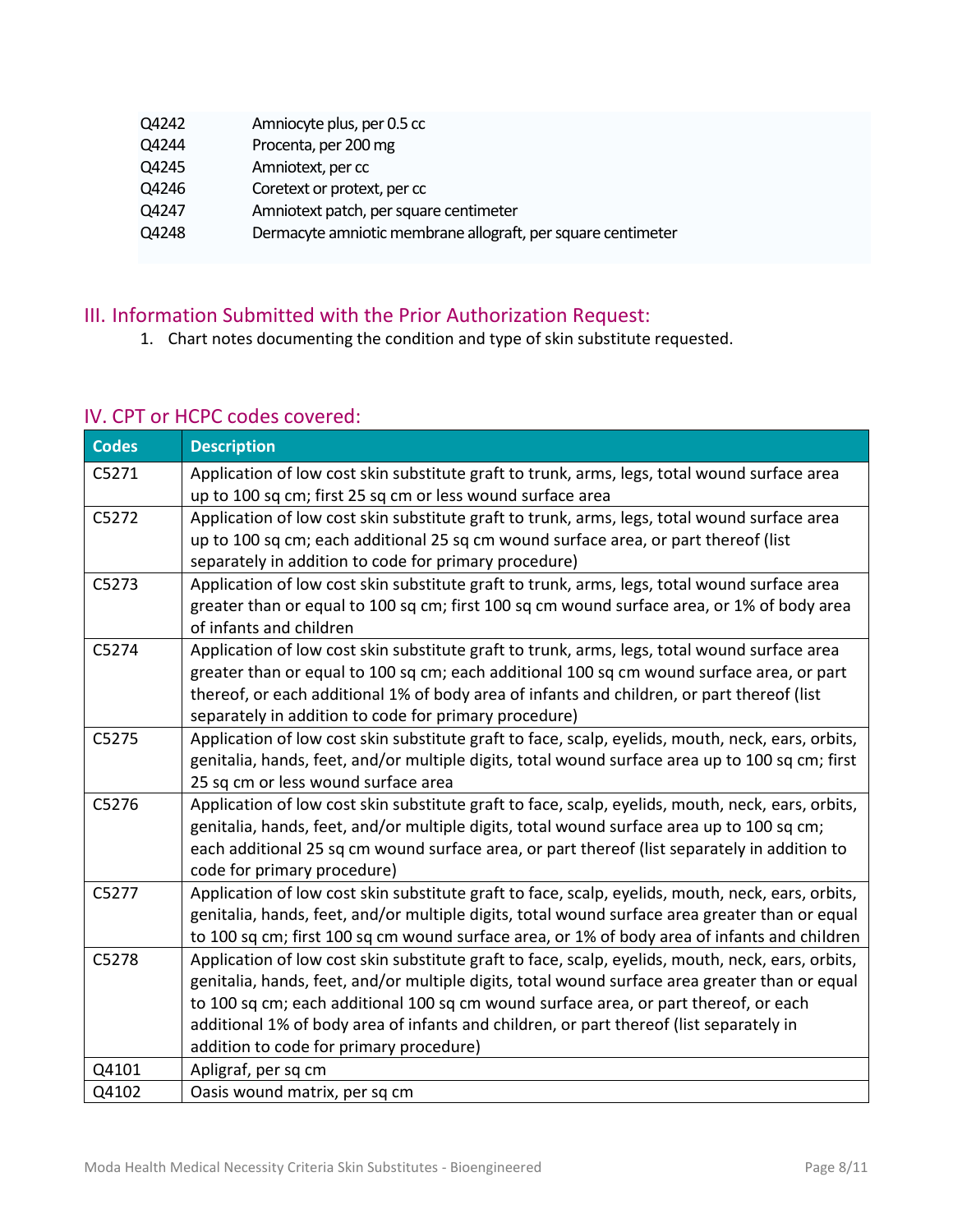| | |
|---|---|
| Q4242 | Amniocyte plus, per 0.5 cc |
| Q4244 | Procenta, per 200 mg |
| Q4245 | Amniotext, per cc |
| Q4246 | Coretext or protext, per cc |
| Q4247 | Amniotext patch, per square centimeter |
| Q4248 | Dermacyte amniotic membrane allograft, per square centimeter |

## III. Information Submitted with the Prior Authorization Request:

1. Chart notes documenting the condition and type of skin substitute requested.

## IV. CPT or HCPC codes covered:

| Codes | Description |
|---|---|
| C5271 | Application of low cost skin substitute graft to trunk, arms, legs, total wound surface area up to 100 sq cm; first 25 sq cm or less wound surface area |
| C5272 | Application of low cost skin substitute graft to trunk, arms, legs, total wound surface area up to 100 sq cm; each additional 25 sq cm wound surface area, or part thereof (list separately in addition to code for primary procedure) |
| C5273 | Application of low cost skin substitute graft to trunk, arms, legs, total wound surface area greater than or equal to 100 sq cm; first 100 sq cm wound surface area, or 1% of body area of infants and children |
| C5274 | Application of low cost skin substitute graft to trunk, arms, legs, total wound surface area greater than or equal to 100 sq cm; each additional 100 sq cm wound surface area, or part thereof, or each additional 1% of body area of infants and children, or part thereof (list separately in addition to code for primary procedure) |
| C5275 | Application of low cost skin substitute graft to face, scalp, eyelids, mouth, neck, ears, orbits, genitalia, hands, feet, and/or multiple digits, total wound surface area up to 100 sq cm; first 25 sq cm or less wound surface area |
| C5276 | Application of low cost skin substitute graft to face, scalp, eyelids, mouth, neck, ears, orbits, genitalia, hands, feet, and/or multiple digits, total wound surface area up to 100 sq cm; each additional 25 sq cm wound surface area, or part thereof (list separately in addition to code for primary procedure) |
| C5277 | Application of low cost skin substitute graft to face, scalp, eyelids, mouth, neck, ears, orbits, genitalia, hands, feet, and/or multiple digits, total wound surface area greater than or equal to 100 sq cm; first 100 sq cm wound surface area, or 1% of body area of infants and children |
| C5278 | Application of low cost skin substitute graft to face, scalp, eyelids, mouth, neck, ears, orbits, genitalia, hands, feet, and/or multiple digits, total wound surface area greater than or equal to 100 sq cm; each additional 100 sq cm wound surface area, or part thereof, or each additional 1% of body area of infants and children, or part thereof (list separately in addition to code for primary procedure) |
| Q4101 | Apligraf, per sq cm |
| Q4102 | Oasis wound matrix, per sq cm |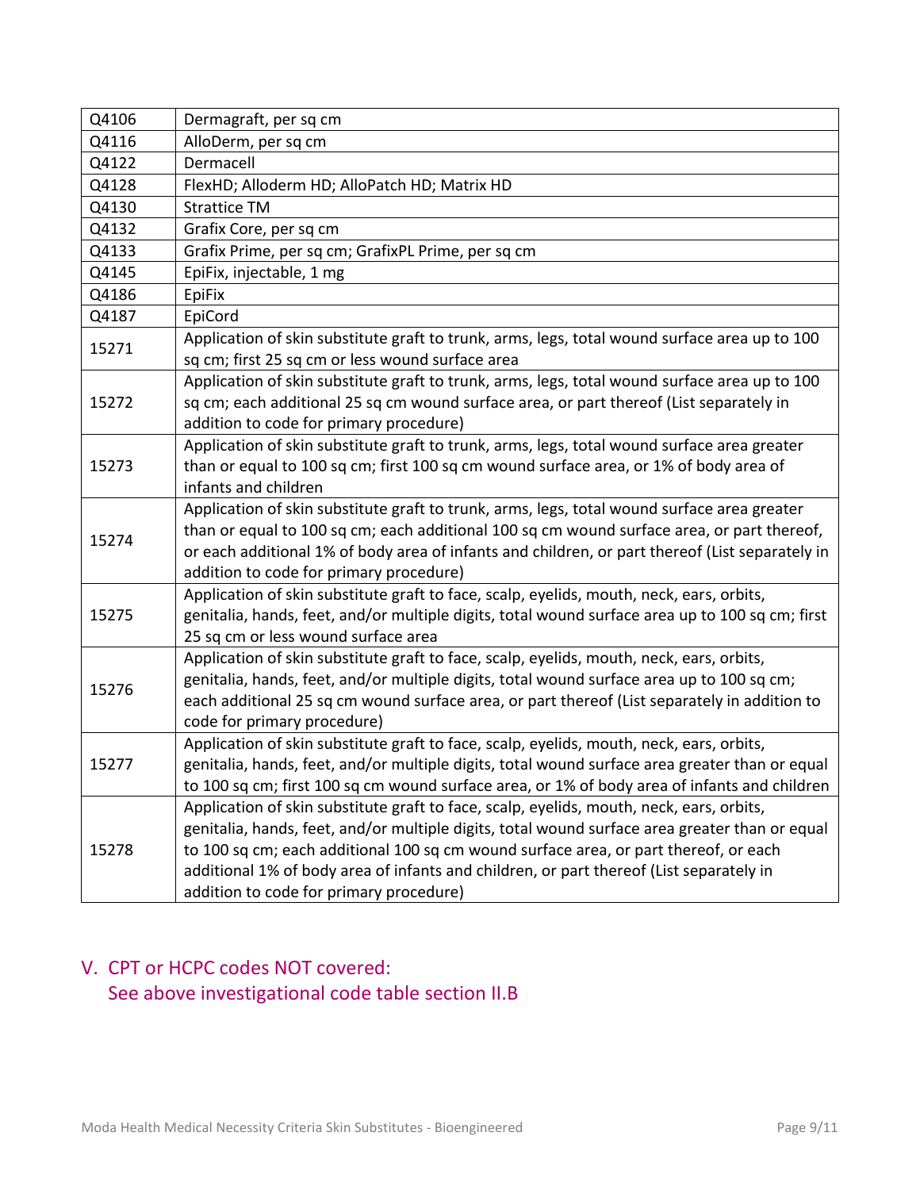| Q4106 | Dermagraft, per sq cm |
|---|---|
| Q4116 | AlloDerm, per sq cm |
| Q4122 | Dermacell |
| Q4128 | FlexHD; Alloderm HD; AlloPatch HD; Matrix HD |
| Q4130 | Strattice TM |
| Q4132 | Grafix Core, per sq cm |
| Q4133 | Grafix Prime, per sq cm; GrafixPL Prime, per sq cm |
| Q4145 | EpiFix, injectable, 1 mg |
| Q4186 | EpiFix |
| Q4187 | EpiCord |
| 15271 | Application of skin substitute graft to trunk, arms, legs, total wound surface area up to 100 sq cm; first 25 sq cm or less wound surface area |
| 15272 | Application of skin substitute graft to trunk, arms, legs, total wound surface area up to 100 sq cm; each additional 25 sq cm wound surface area, or part thereof (List separately in addition to code for primary procedure) |
| 15273 | Application of skin substitute graft to trunk, arms, legs, total wound surface area greater than or equal to 100 sq cm; first 100 sq cm wound surface area, or 1% of body area of infants and children |
| 15274 | Application of skin substitute graft to trunk, arms, legs, total wound surface area greater than or equal to 100 sq cm; each additional 100 sq cm wound surface area, or part thereof, or each additional 1% of body area of infants and children, or part thereof (List separately in addition to code for primary procedure) |
| 15275 | Application of skin substitute graft to face, scalp, eyelids, mouth, neck, ears, orbits, genitalia, hands, feet, and/or multiple digits, total wound surface area up to 100 sq cm; first 25 sq cm or less wound surface area |
| 15276 | Application of skin substitute graft to face, scalp, eyelids, mouth, neck, ears, orbits, genitalia, hands, feet, and/or multiple digits, total wound surface area up to 100 sq cm; each additional 25 sq cm wound surface area, or part thereof (List separately in addition to code for primary procedure) |
| 15277 | Application of skin substitute graft to face, scalp, eyelids, mouth, neck, ears, orbits, genitalia, hands, feet, and/or multiple digits, total wound surface area greater than or equal to 100 sq cm; first 100 sq cm wound surface area, or 1% of body area of infants and children |
| 15278 | Application of skin substitute graft to face, scalp, eyelids, mouth, neck, ears, orbits, genitalia, hands, feet, and/or multiple digits, total wound surface area greater than or equal to 100 sq cm; each additional 100 sq cm wound surface area, or part thereof, or each additional 1% of body area of infants and children, or part thereof (List separately in addition to code for primary procedure) |

## V. CPT or HCPC codes NOT covered:

See above investigational code table section II.B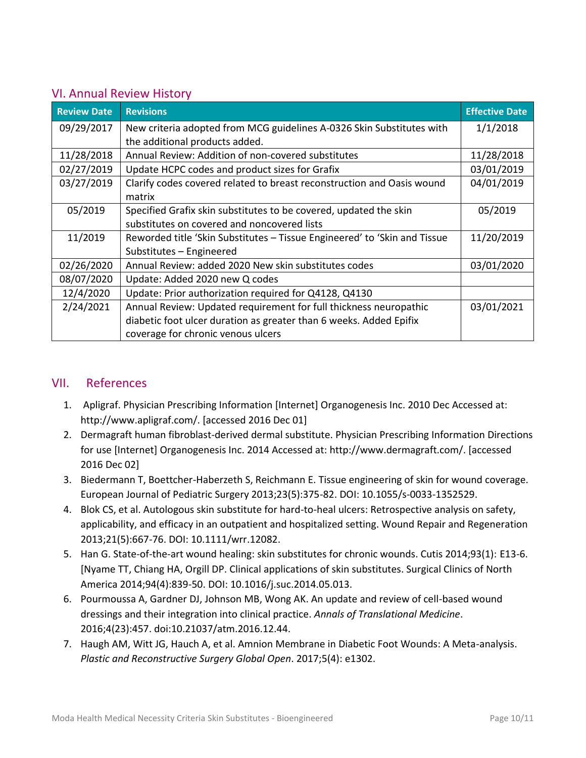## VI. Annual Review History

| Review Date | Revisions | Effective Date |
|---|---|---|
| 09/29/2017 | New criteria adopted from MCG guidelines A-0326 Skin Substitutes with the additional products added. | 1/1/2018 |
| 11/28/2018 | Annual Review: Addition of non-covered substitutes | 11/28/2018 |
| 02/27/2019 | Update HCPC codes and product sizes for Grafix | 03/01/2019 |
| 03/27/2019 | Clarify codes covered related to breast reconstruction and Oasis wound matrix | 04/01/2019 |
| 05/2019 | Specified Grafix skin substitutes to be covered, updated the skin substitutes on covered and noncovered lists | 05/2019 |
| 11/2019 | Reworded title 'Skin Substitutes – Tissue Engineered' to 'Skin and Tissue Substitutes – Engineered | 11/20/2019 |
| 02/26/2020 | Annual Review: added 2020 New skin substitutes codes | 03/01/2020 |
| 08/07/2020 | Update: Added 2020 new Q codes | |
| 12/4/2020 | Update: Prior authorization required for Q4128, Q4130 | |
| 2/24/2021 | Annual Review: Updated requirement for full thickness neuropathic diabetic foot ulcer duration as greater than 6 weeks. Added Epifix coverage for chronic venous ulcers | 03/01/2021 |

## VII. References

1. Apligraf. Physician Prescribing Information [Internet] Organogenesis Inc. 2010 Dec Accessed at: http://www.apligraf.com/. [accessed 2016 Dec 01]
2. Dermagraft human fibroblast-derived dermal substitute. Physician Prescribing Information Directions for use [Internet] Organogenesis Inc. 2014 Accessed at: http://www.dermagraft.com/. [accessed 2016 Dec 02]
3. Biedermann T, Boettcher-Haberzeth S, Reichmann E. Tissue engineering of skin for wound coverage. European Journal of Pediatric Surgery 2013;23(5):375-82. DOI: 10.1055/s-0033-1352529.
4. Blok CS, et al. Autologous skin substitute for hard-to-heal ulcers: Retrospective analysis on safety, applicability, and efficacy in an outpatient and hospitalized setting. Wound Repair and Regeneration 2013;21(5):667-76. DOI: 10.1111/wrr.12082.
5. Han G. State-of-the-art wound healing: skin substitutes for chronic wounds. Cutis 2014;93(1): E13-6. [Nyame TT, Chiang HA, Orgill DP. Clinical applications of skin substitutes. Surgical Clinics of North America 2014;94(4):839-50. DOI: 10.1016/j.suc.2014.05.013.
6. Pourmoussa A, Gardner DJ, Johnson MB, Wong AK. An update and review of cell-based wound dressings and their integration into clinical practice. *Annals of Translational Medicine*. 2016;4(23):457. doi:10.21037/atm.2016.12.44.
7. Haugh AM, Witt JG, Hauch A, et al. Amnion Membrane in Diabetic Foot Wounds: A Meta-analysis. *Plastic and Reconstructive Surgery Global Open*. 2017;5(4): e1302.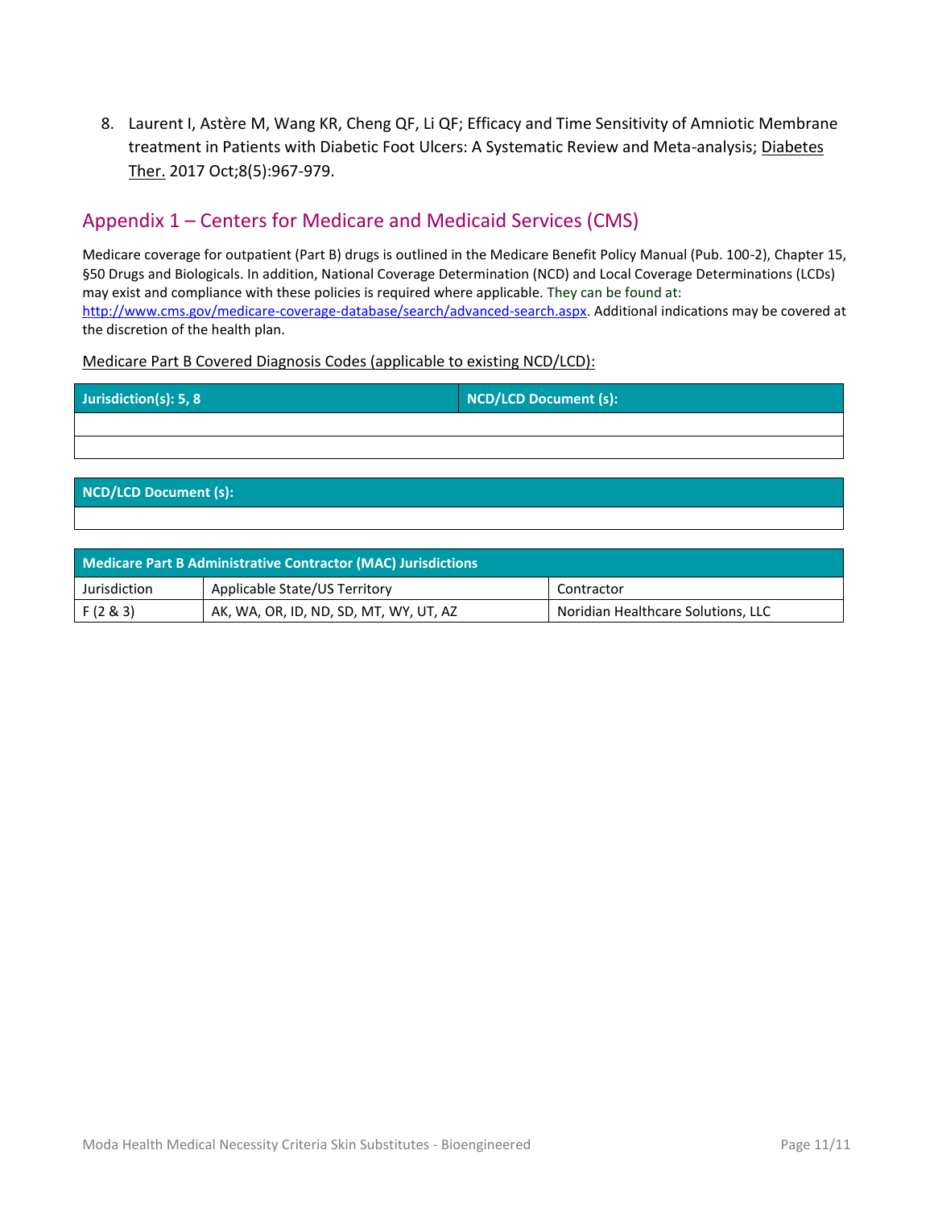8. Laurent I, Astère M, Wang KR, Cheng QF, Li QF; Efficacy and Time Sensitivity of Amniotic Membrane treatment in Patients with Diabetic Foot Ulcers: A Systematic Review and Meta-analysis; Diabetes Ther. 2017 Oct;8(5):967-979.

## Appendix 1 – Centers for Medicare and Medicaid Services (CMS)

Medicare coverage for outpatient (Part B) drugs is outlined in the Medicare Benefit Policy Manual (Pub. 100-2), Chapter 15, §50 Drugs and Biologicals. In addition, National Coverage Determination (NCD) and Local Coverage Determinations (LCDs) may exist and compliance with these policies is required where applicable. They can be found at: http://www.cms.gov/medicare-coverage-database/search/advanced-search.aspx. Additional indications may be covered at the discretion of the health plan.

Medicare Part B Covered Diagnosis Codes (applicable to existing NCD/LCD):

| Jurisdiction(s): 5, 8 | NCD/LCD Document (s): |
|---|---|
| | |
| | |

| NCD/LCD Document (s): |
|---|
| |

| Medicare Part B Administrative Contractor (MAC) Jurisdictions | | |
|---|---|---|
| Jurisdiction | Applicable State/US Territory | Contractor |
| F (2 & 3) | AK, WA, OR, ID, ND, SD, MT, WY, UT, AZ | Noridian Healthcare Solutions, LLC |